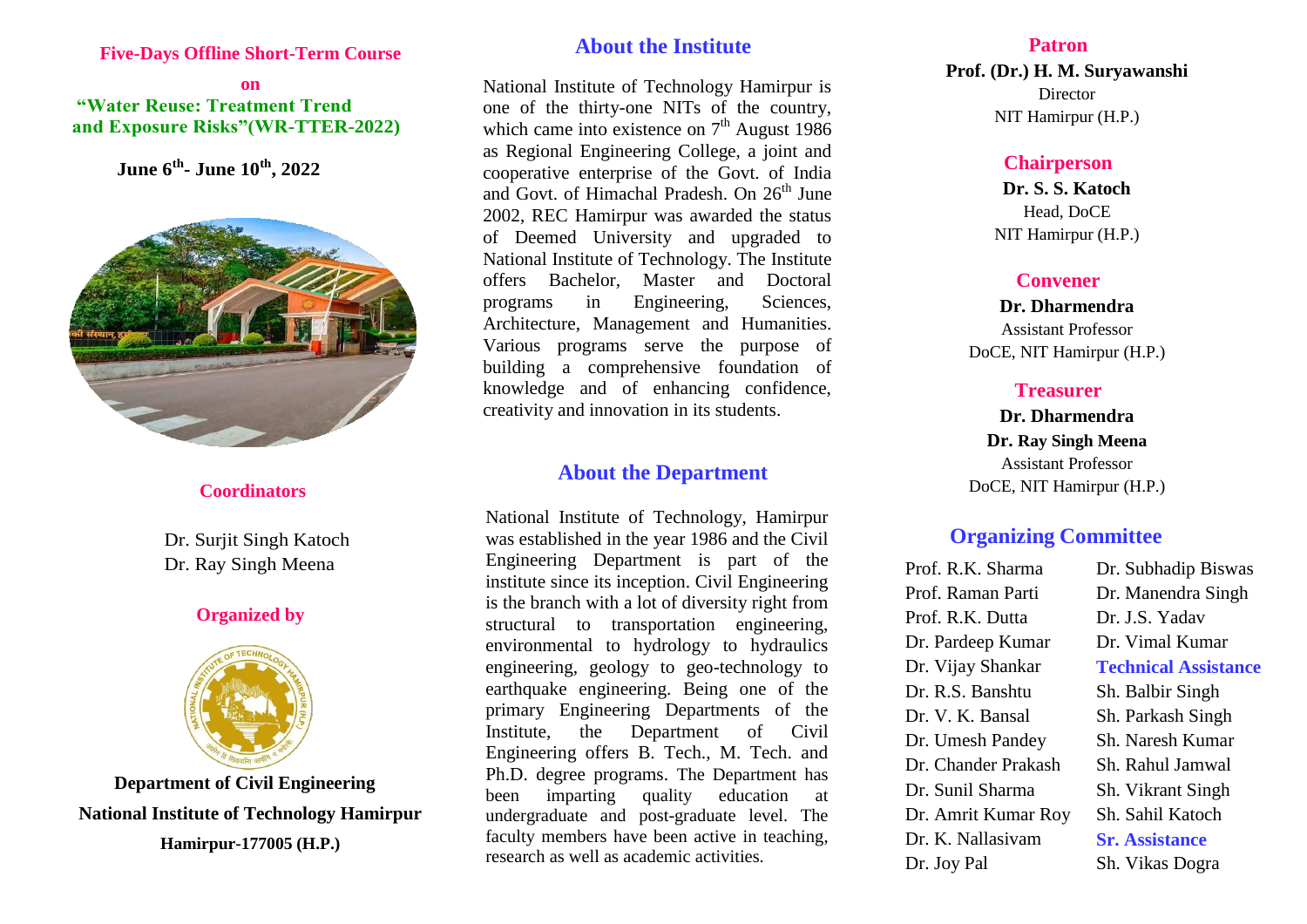**Five-Days Offline Short-Term Course**

**on**

## "Water Reuse: Treatment Trend and Exposure Risks"(WR-TTER-2022)

**June 6th- June 10th, 2022**

### Coordinators

Dr. Surjit Singh Katoch
Dr. Ray Singh Meena

### Organized by

**Department of Civil Engineering**
**National Institute of Technology Hamirpur**
**Hamirpur-177005 (H.P.)**

## About the Institute

National Institute of Technology Hamirpur is one of the thirty-one NITs of the country, which came into existence on 7th August 1986 as Regional Engineering College, a joint and cooperative enterprise of the Govt. of India and Govt. of Himachal Pradesh. On 26th June 2002, REC Hamirpur was awarded the status of Deemed University and upgraded to National Institute of Technology. The Institute offers Bachelor, Master and Doctoral programs in Engineering, Sciences, Architecture, Management and Humanities. Various programs serve the purpose of building a comprehensive foundation of knowledge and of enhancing confidence, creativity and innovation in its students.

## About the Department

National Institute of Technology, Hamirpur was established in the year 1986 and the Civil Engineering Department is part of the institute since its inception. Civil Engineering is the branch with a lot of diversity right from structural to transportation engineering, environmental to hydrology to hydraulics engineering, geology to geo-technology to earthquake engineering. Being one of the primary Engineering Departments of the Institute, the Department of Civil Engineering offers B. Tech., M. Tech. and Ph.D. degree programs. The Department has been imparting quality education at undergraduate and post-graduate level. The faculty members have been active in teaching, research as well as academic activities.

### Patron

**Prof. (Dr.) H. M. Suryawanshi**
Director
NIT Hamirpur (H.P.)

### Chairperson

**Dr. S. S. Katoch**
Head, DoCE
NIT Hamirpur (H.P.)

### Convener

**Dr. Dharmendra**
Assistant Professor
DoCE, NIT Hamirpur (H.P.)

### Treasurer

**Dr. Dharmendra**
**Dr. Ray Singh Meena**
Assistant Professor
DoCE, NIT Hamirpur (H.P.)

## Organizing Committee

Prof. R.K. Sharma
Prof. Raman Parti
Prof. R.K. Dutta
Dr. Pardeep Kumar
Dr. Vijay Shankar
Dr. R.S. Banshtu
Dr. V. K. Bansal
Dr. Umesh Pandey
Dr. Chander Prakash
Dr. Sunil Sharma
Dr. Amrit Kumar Roy
Dr. K. Nallasivam
Dr. Joy Pal
Dr. Subhadip Biswas
Dr. Manendra Singh
Dr. J.S. Yadav
Dr. Vimal Kumar

### Technical Assistance

Sh. Balbir Singh
Sh. Parkash Singh
Sh. Naresh Kumar
Sh. Rahul Jamwal
Sh. Vikrant Singh
Sh. Sahil Katoch

### Sr. Assistance

Sh. Vikas Dogra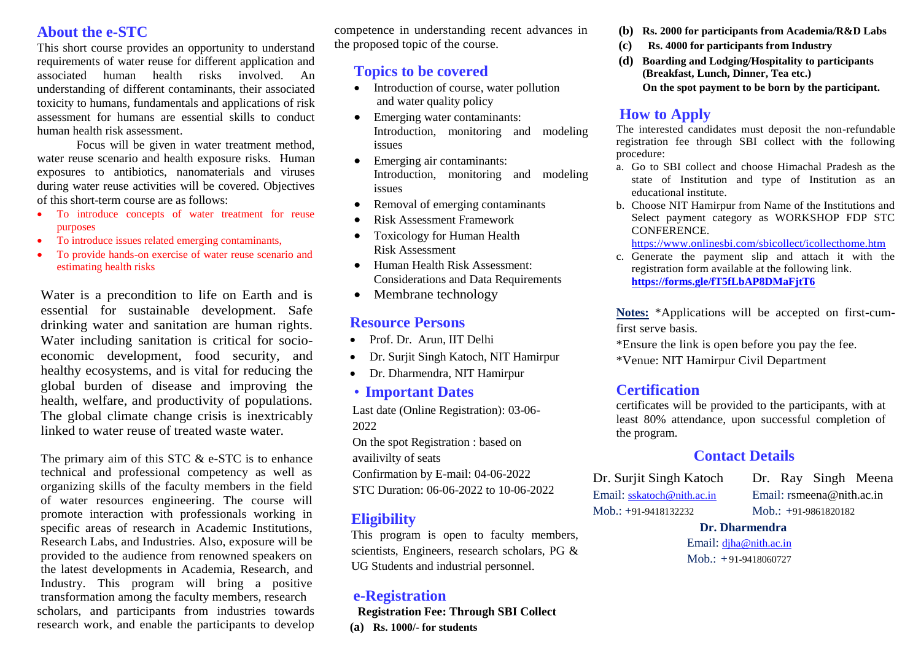## About the e-STC

This short course provides an opportunity to understand requirements of water reuse for different application and associated human health risks involved. An understanding of different contaminants, their associated toxicity to humans, fundamentals and applications of risk assessment for humans are essential skills to conduct human health risk assessment.

Focus will be given in water treatment method, water reuse scenario and health exposure risks. Human exposures to antibiotics, nanomaterials and viruses during water reuse activities will be covered. Objectives of this short-term course are as follows:

- To introduce concepts of water treatment for reuse purposes
- To introduce issues related emerging contaminants,
- To provide hands-on exercise of water reuse scenario and estimating health risks

Water is a precondition to life on Earth and is essential for sustainable development. Safe drinking water and sanitation are human rights. Water including sanitation is critical for socio-economic development, food security, and healthy ecosystems, and is vital for reducing the global burden of disease and improving the health, welfare, and productivity of populations. The global climate change crisis is inextricably linked to water reuse of treated waste water.

The primary aim of this STC & e-STC is to enhance technical and professional competency as well as organizing skills of the faculty members in the field of water resources engineering. The course will promote interaction with professionals working in specific areas of research in Academic Institutions, Research Labs, and Industries. Also, exposure will be provided to the audience from renowned speakers on the latest developments in Academia, Research, and Industry. This program will bring a positive transformation among the faculty members, research scholars, and participants from industries towards research work, and enable the participants to develop competence in understanding recent advances in the proposed topic of the course.

## Topics to be covered

- Introduction of course, water pollution and water quality policy
- Emerging water contaminants: Introduction, monitoring and modeling issues
- Emerging air contaminants: Introduction, monitoring and modeling issues
- Removal of emerging contaminants
- Risk Assessment Framework
- Toxicology for Human Health Risk Assessment
- Human Health Risk Assessment: Considerations and Data Requirements
- Membrane technology

## Resource Persons

- Prof. Dr. Arun, IIT Delhi
- Dr. Surjit Singh Katoch, NIT Hamirpur
- Dr. Dharmendra, NIT Hamirpur

## Important Dates

Last date (Online Registration): 03-06-2022

On the spot Registration : based on availivilty of seats

Confirmation by E-mail: 04-06-2022

STC Duration: 06-06-2022 to 10-06-2022

## Eligibility

This program is open to faculty members, scientists, Engineers, research scholars, PG & UG Students and industrial personnel.

## e-Registration

**Registration Fee: Through SBI Collect**

**(a) Rs. 1000/- for students**

**(b) Rs. 2000 for participants from Academia/R&D Labs**

**(c) Rs. 4000 for participants from Industry**

**(d) Boarding and Lodging/Hospitality to participants (Breakfast, Lunch, Dinner, Tea etc.) On the spot payment to be born by the participant.**

## How to Apply

The interested candidates must deposit the non-refundable registration fee through SBI collect with the following procedure:

a. Go to SBI collect and choose Himachal Pradesh as the state of Institution and type of Institution as an educational institute.

b. Choose NIT Hamirpur from Name of the Institutions and Select payment category as WORKSHOP FDP STC CONFERENCE.
https://www.onlinesbi.com/sbicollect/icollecthome.htm

c. Generate the payment slip and attach it with the registration form available at the following link.
**https://forms.gle/fT5fLbAP8DMaFjtT6**

**Notes:** *Applications will be accepted on first-cum-first serve basis.

*Ensure the link is open before you pay the fee.

*Venue: NIT Hamirpur Civil Department

## Certification

certificates will be provided to the participants, with at least 80% attendance, upon successful completion of the program.

## Contact Details

Dr. Surjit Singh Katoch
Email: sskatoch@nith.ac.in
Mob.: +91-9418132232

Dr. Ray Singh Meena
Email: rsmeena@nith.ac.in
Mob.: +91-9861820182

**Dr. Dharmendra**
Email: djha@nith.ac.in
Mob.: +91-9418060727